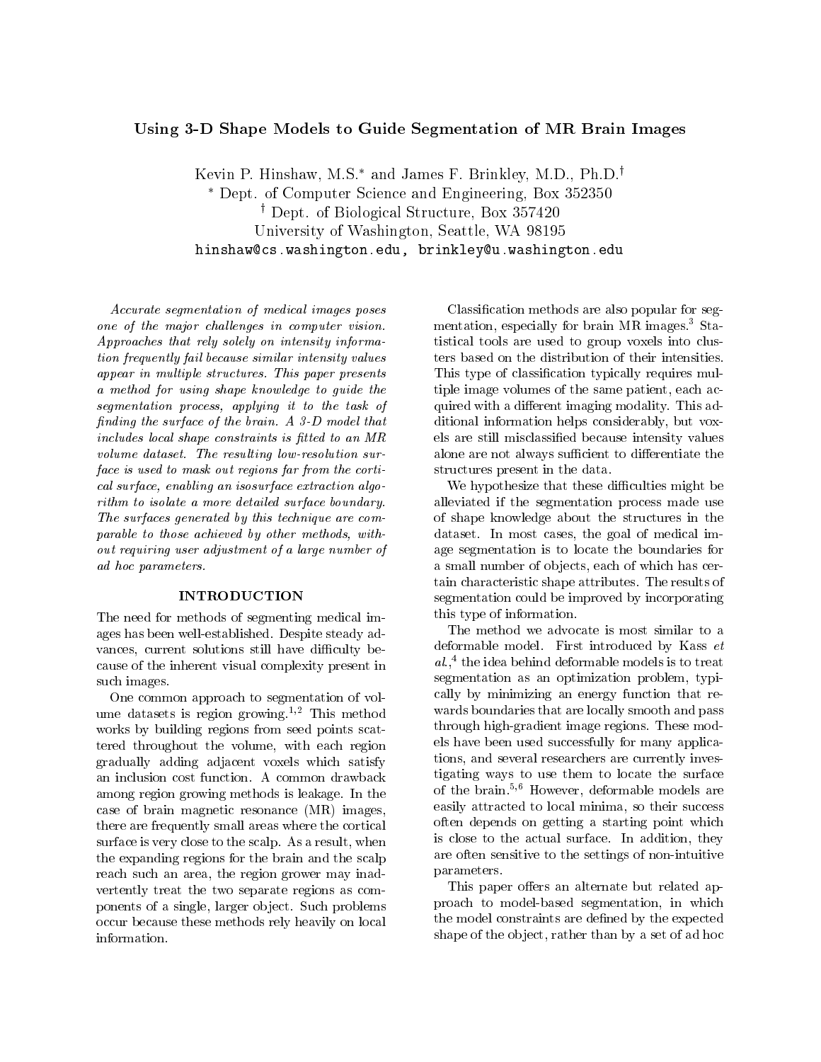# Using 3-D Shape Models to Guide Segmentation of MR Brain Images

Kevin P. Hinshaw, M.S.[*] and James F. Brinkley, M.D., Ph.D.[†]

[*] Dept. of Computer Science and Engineering, Box 352350

[†] Dept. of Biological Structure, Box 357420

University of Washington, Seattle, WA 98195

hinshaw@cs.washington.edu, brinkley@u.washington.edu

*Accurate segmentation of medical images poses one of the major challenges in computer vision. Approaches that rely solely on intensity information frequently fail because similar intensity values appear in multiple structures. This paper presents a method for using shape knowledge to guide the segmentation process, applying it to the task of finding the surface of the brain. A 3-D model that includes local shape constraints is fitted to an MR volume dataset. The resulting low-resolution surface is used to mask out regions far from the cortical surface, enabling an isosurface extraction algorithm to isolate a more detailed surface boundary. The surfaces generated by this technique are comparable to those achieved by other methods, without requiring user adjustment of a large number of ad hoc parameters.*

## INTRODUCTION

The need for methods of segmenting medical images has been well-established. Despite steady advances, current solutions still have difficulty because of the inherent visual complexity present in such images.

One common approach to segmentation of volume datasets is region growing.[1,2] This method works by building regions from seed points scattered throughout the volume, with each region gradually adding adjacent voxels which satisfy an inclusion cost function. A common drawback among region growing methods is leakage. In the case of brain magnetic resonance (MR) images, there are frequently small areas where the cortical surface is very close to the scalp. As a result, when the expanding regions for the brain and the scalp reach such an area, the region grower may inadvertently treat the two separate regions as components of a single, larger object. Such problems occur because these methods rely heavily on local information.

Classification methods are also popular for segmentation, especially for brain MR images.[3] Statistical tools are used to group voxels into clusters based on the distribution of their intensities. This type of classification typically requires multiple image volumes of the same patient, each acquired with a different imaging modality. This additional information helps considerably, but voxels are still misclassified because intensity values alone are not always sufficient to differentiate the structures present in the data.

We hypothesize that these difficulties might be alleviated if the segmentation process made use of shape knowledge about the structures in the dataset. In most cases, the goal of medical image segmentation is to locate the boundaries for a small number of objects, each of which has certain characteristic shape attributes. The results of segmentation could be improved by incorporating this type of information.

The method we advocate is most similar to a deformable model. First introduced by Kass *et al.*,[4] the idea behind deformable models is to treat segmentation as an optimization problem, typically by minimizing an energy function that rewards boundaries that are locally smooth and pass through high-gradient image regions. These models have been used successfully for many applications, and several researchers are currently investigating ways to use them to locate the surface of the brain.[5,6] However, deformable models are easily attracted to local minima, so their success often depends on getting a starting point which is close to the actual surface. In addition, they are often sensitive to the settings of non-intuitive parameters.

This paper offers an alternate but related approach to model-based segmentation, in which the model constraints are defined by the expected shape of the object, rather than by a set of ad hoc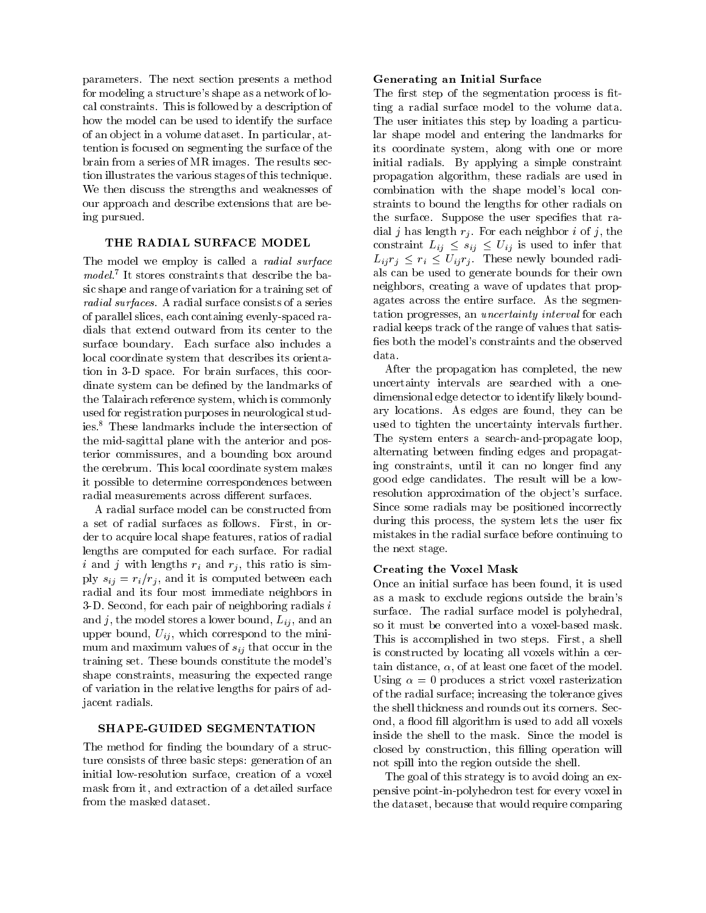parameters. The next section presents a method for modeling a structure's shape as a network of local constraints. This is followed by a description of how the model can be used to identify the surface of an object in a volume dataset. In particular, attention is focused on segmenting the surface of the brain from a series of MR images. The results section illustrates the various stages of this technique. We then discuss the strengths and weaknesses of our approach and describe extensions that are being pursued.

## THE RADIAL SURFACE MODEL

The model we employ is called a *radial surface model*.[7] It stores constraints that describe the basic shape and range of variation for a training set of *radial surfaces*. A radial surface consists of a series of parallel slices, each containing evenly-spaced radials that extend outward from its center to the surface boundary. Each surface also includes a local coordinate system that describes its orientation in 3-D space. For brain surfaces, this coordinate system can be defined by the landmarks of the Talairach reference system, which is commonly used for registration purposes in neurological studies.[8] These landmarks include the intersection of the mid-sagittal plane with the anterior and posterior commissures, and a bounding box around the cerebrum. This local coordinate system makes it possible to determine correspondences between radial measurements across different surfaces.

A radial surface model can be constructed from a set of radial surfaces as follows. First, in order to acquire local shape features, ratios of radial lengths are computed for each surface. For radial $i$ and $j$ with lengths $r_i$ and $r_j$, this ratio is simply $s_{ij} = r_i/r_j$, and it is computed between each radial and its four most immediate neighbors in 3-D. Second, for each pair of neighboring radials $i$ and $j$, the model stores a lower bound, $L_{ij}$, and an upper bound, $U_{ij}$, which correspond to the minimum and maximum values of $s_{ij}$ that occur in the training set. These bounds constitute the model's shape constraints, measuring the expected range of variation in the relative lengths for pairs of adjacent radials.

## SHAPE-GUIDED SEGMENTATION

The method for finding the boundary of a structure consists of three basic steps: generation of an initial low-resolution surface, creation of a voxel mask from it, and extraction of a detailed surface from the masked dataset.

### Generating an Initial Surface

The first step of the segmentation process is fitting a radial surface model to the volume data. The user initiates this step by loading a particular shape model and entering the landmarks for its coordinate system, along with one or more initial radials. By applying a simple constraint propagation algorithm, these radials are used in combination with the shape model's local constraints to bound the lengths for other radials on the surface. Suppose the user specifies that radial $j$ has length $r_j$. For each neighbor $i$ of $j$, the constraint $L_{ij} \leq s_{ij} \leq U_{ij}$ is used to infer that $L_{ij} r_j \leq r_i \leq U_{ij} r_j$. These newly bounded radials can be used to generate bounds for their own neighbors, creating a wave of updates that propagates across the entire surface. As the segmentation progresses, an *uncertainty interval* for each radial keeps track of the range of values that satisfies both the model's constraints and the observed data.

After the propagation has completed, the new uncertainty intervals are searched with a one-dimensional edge detector to identify likely boundary locations. As edges are found, they can be used to tighten the uncertainty intervals further. The system enters a search-and-propagate loop, alternating between finding edges and propagating constraints, until it can no longer find any good edge candidates. The result will be a low-resolution approximation of the object's surface. Since some radials may be positioned incorrectly during this process, the system lets the user fix mistakes in the radial surface before continuing to the next stage.

### Creating the Voxel Mask

Once an initial surface has been found, it is used as a mask to exclude regions outside the brain's surface. The radial surface model is polyhedral, so it must be converted into a voxel-based mask. This is accomplished in two steps. First, a shell is constructed by locating all voxels within a certain distance, $\alpha$, of at least one facet of the model. Using $\alpha = 0$ produces a strict voxel rasterization of the radial surface; increasing the tolerance gives the shell thickness and rounds out its corners. Second, a flood fill algorithm is used to add all voxels inside the shell to the mask. Since the model is closed by construction, this filling operation will not spill into the region outside the shell.

The goal of this strategy is to avoid doing an expensive point-in-polyhedron test for every voxel in the dataset, because that would require comparing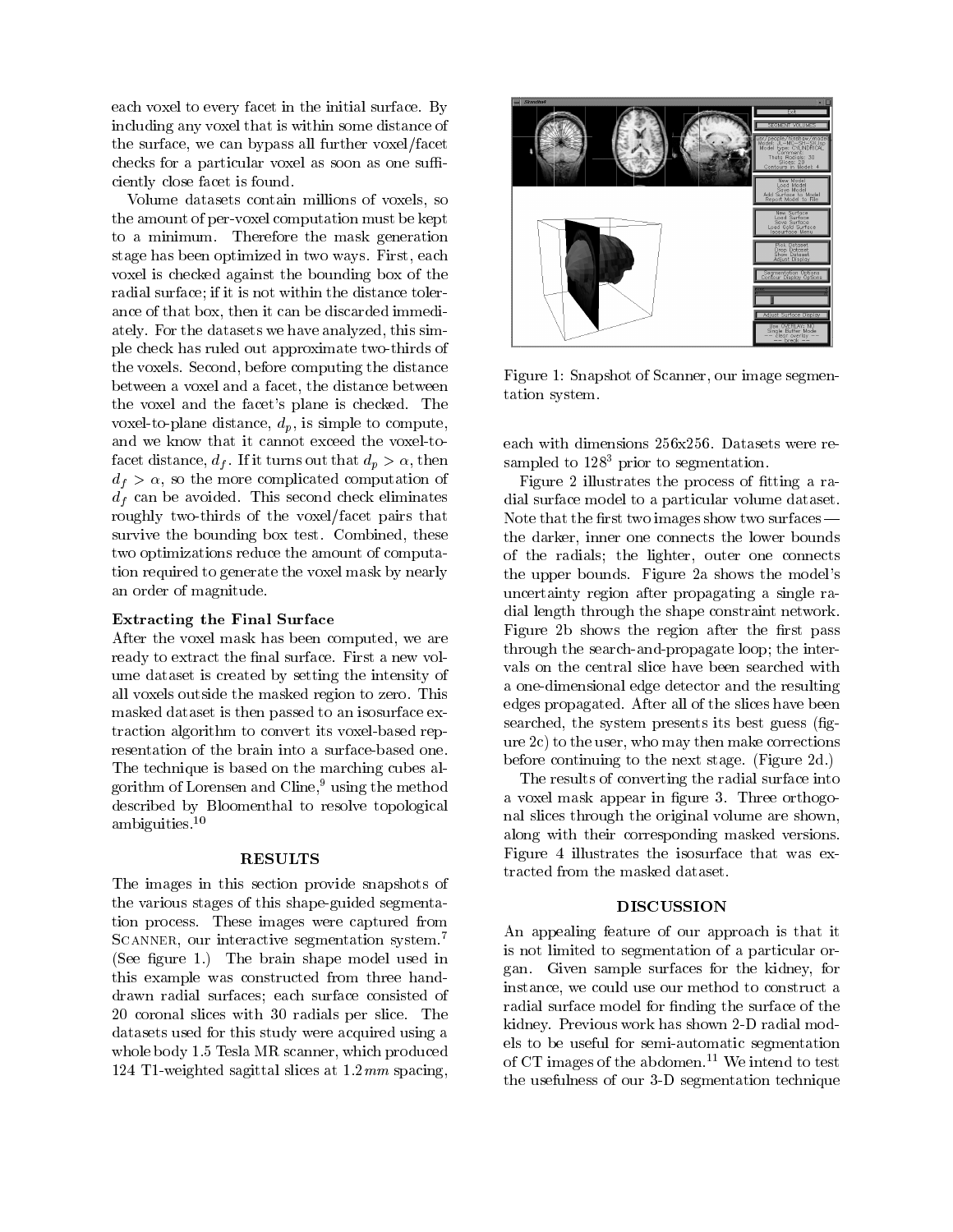each voxel to every facet in the initial surface. By including any voxel that is within some distance of the surface, we can bypass all further voxel/facet checks for a particular voxel as soon as one sufficiently close facet is found.

Volume datasets contain millions of voxels, so the amount of per-voxel computation must be kept to a minimum. Therefore the mask generation stage has been optimized in two ways. First, each voxel is checked against the bounding box of the radial surface; if it is not within the distance tolerance of that box, then it can be discarded immediately. For the datasets we have analyzed, this simple check has ruled out approximate two-thirds of the voxels. Second, before computing the distance between a voxel and a facet, the distance between the voxel and the facet's plane is checked. The voxel-to-plane distance, $d_p$, is simple to compute, and we know that it cannot exceed the voxel-to-facet distance, $d_f$. If it turns out that $d_p > \alpha$, then $d_f > \alpha$, so the more complicated computation of $d_f$ can be avoided. This second check eliminates roughly two-thirds of the voxel/facet pairs that survive the bounding box test. Combined, these two optimizations reduce the amount of computation required to generate the voxel mask by nearly an order of magnitude.

**Extracting the Final Surface**

After the voxel mask has been computed, we are ready to extract the final surface. First a new volume dataset is created by setting the intensity of all voxels outside the masked region to zero. This masked dataset is then passed to an isosurface extraction algorithm to convert its voxel-based representation of the brain into a surface-based one. The technique is based on the marching cubes algorithm of Lorensen and Cline,[9] using the method described by Bloomenthal to resolve topological ambiguities.[10]

## RESULTS

The images in this section provide snapshots of the various stages of this shape-guided segmentation process. These images were captured from SCANNER, our interactive segmentation system.[7] (See figure 1.) The brain shape model used in this example was constructed from three hand-drawn radial surfaces; each surface consisted of 20 coronal slices with 30 radials per slice. The datasets used for this study were acquired using a whole body 1.5 Tesla MR scanner, which produced 124 T1-weighted sagittal slices at 1.2 *mm* spacing, each with dimensions 256x256. Datasets were resampled to $128^3$ prior to segmentation.

Figure 1: Snapshot of Scanner, our image segmentation system.

Figure 2 illustrates the process of fitting a radial surface model to a particular volume dataset. Note that the first two images show two surfaces — the darker, inner one connects the lower bounds of the radials; the lighter, outer one connects the upper bounds. Figure 2a shows the model's uncertainty region after propagating a single radial length through the shape constraint network. Figure 2b shows the region after the first pass through the search-and-propagate loop; the intervals on the central slice have been searched with a one-dimensional edge detector and the resulting edges propagated. After all of the slices have been searched, the system presents its best guess (figure 2c) to the user, who may then make corrections before continuing to the next stage. (Figure 2d.)

The results of converting the radial surface into a voxel mask appear in figure 3. Three orthogonal slices through the original volume are shown, along with their corresponding masked versions. Figure 4 illustrates the isosurface that was extracted from the masked dataset.

## DISCUSSION

An appealing feature of our approach is that it is not limited to segmentation of a particular organ. Given sample surfaces for the kidney, for instance, we could use our method to construct a radial surface model for finding the surface of the kidney. Previous work has shown 2-D radial models to be useful for semi-automatic segmentation of CT images of the abdomen.[11] We intend to test the usefulness of our 3-D segmentation technique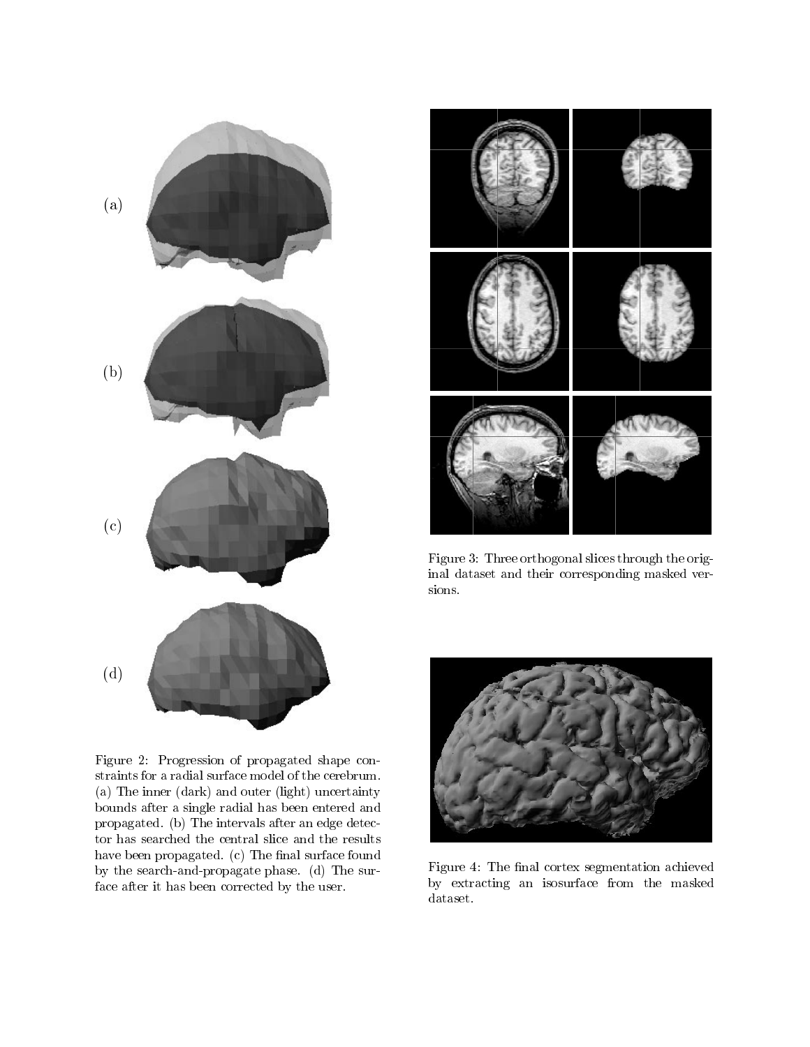(a)

(b)

(c)

(d)

Figure 2: Progression of propagated shape constraints for a radial surface model of the cerebrum. (a) The inner (dark) and outer (light) uncertainty bounds after a single radial has been entered and propagated. (b) The intervals after an edge detector has searched the central slice and the results have been propagated. (c) The final surface found by the search-and-propagate phase. (d) The surface after it has been corrected by the user.

Figure 3: Three orthogonal slices through the original dataset and their corresponding masked versions.

Figure 4: The final cortex segmentation achieved by extracting an isosurface from the masked dataset.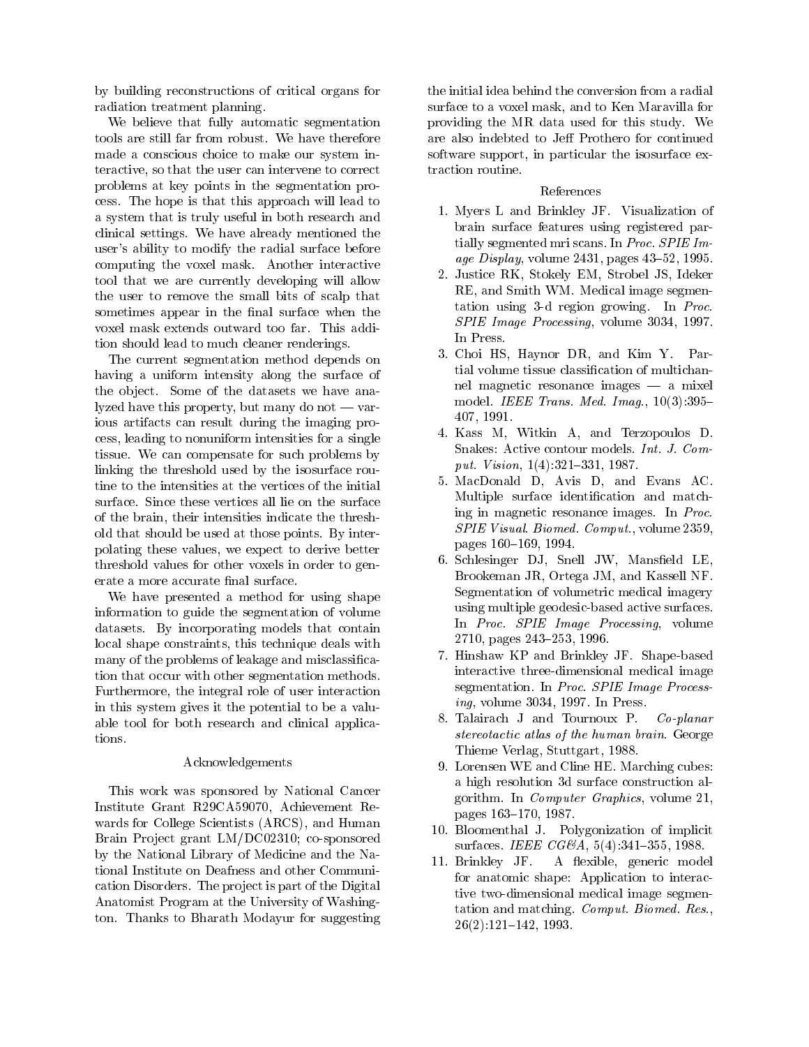by building reconstructions of critical organs for radiation treatment planning.

We believe that fully automatic segmentation tools are still far from robust. We have therefore made a conscious choice to make our system interactive, so that the user can intervene to correct problems at key points in the segmentation process. The hope is that this approach will lead to a system that is truly useful in both research and clinical settings. We have already mentioned the user's ability to modify the radial surface before computing the voxel mask. Another interactive tool that we are currently developing will allow the user to remove the small bits of scalp that sometimes appear in the final surface when the voxel mask extends outward too far. This addition should lead to much cleaner renderings.

The current segmentation method depends on having a uniform intensity along the surface of the object. Some of the datasets we have analyzed have this property, but many do not — various artifacts can result during the imaging process, leading to nonuniform intensities for a single tissue. We can compensate for such problems by linking the threshold used by the isosurface routine to the intensities at the vertices of the initial surface. Since these vertices all lie on the surface of the brain, their intensities indicate the threshold that should be used at those points. By interpolating these values, we expect to derive better threshold values for other voxels in order to generate a more accurate final surface.

We have presented a method for using shape information to guide the segmentation of volume datasets. By incorporating models that contain local shape constraints, this technique deals with many of the problems of leakage and misclassification that occur with other segmentation methods. Furthermore, the integral role of user interaction in this system gives it the potential to be a valuable tool for both research and clinical applications.

## Acknowledgements

This work was sponsored by National Cancer Institute Grant R29CA59070, Achievement Rewards for College Scientists (ARCS), and Human Brain Project grant LM/DC02310; co-sponsored by the National Library of Medicine and the National Institute on Deafness and other Communication Disorders. The project is part of the Digital Anatomist Program at the University of Washington. Thanks to Bharath Modayur for suggesting the initial idea behind the conversion from a radial surface to a voxel mask, and to Ken Maravilla for providing the MR data used for this study. We are also indebted to Jeff Prothero for continued software support, in particular the isosurface extraction routine.

## References

1. Myers L and Brinkley JF. Visualization of brain surface features using registered partially segmented mri scans. In *Proc. SPIE Image Display*, volume 2431, pages 43–52, 1995.
2. Justice RK, Stokely EM, Strobel JS, Ideker RE, and Smith WM. Medical image segmentation using 3-d region growing. In *Proc. SPIE Image Processing*, volume 3034, 1997. In Press.
3. Choi HS, Haynor DR, and Kim Y. Partial volume tissue classification of multichannel magnetic resonance images — a mixel model. *IEEE Trans. Med. Imag.*, 10(3):395–407, 1991.
4. Kass M, Witkin A, and Terzopoulos D. Snakes: Active contour models. *Int. J. Comput. Vision*, 1(4):321–331, 1987.
5. MacDonald D, Avis D, and Evans AC. Multiple surface identification and matching in magnetic resonance images. In *Proc. SPIE Visual. Biomed. Comput.*, volume 2359, pages 160–169, 1994.
6. Schlesinger DJ, Snell JW, Mansfield LE, Brookeman JR, Ortega JM, and Kassell NF. Segmentation of volumetric medical imagery using multiple geodesic-based active surfaces. In *Proc. SPIE Image Processing*, volume 2710, pages 243–253, 1996.
7. Hinshaw KP and Brinkley JF. Shape-based interactive three-dimensional medical image segmentation. In *Proc. SPIE Image Processing*, volume 3034, 1997. In Press.
8. Talairach J and Tournoux P. *Co-planar stereotactic atlas of the human brain*. George Thieme Verlag, Stuttgart, 1988.
9. Lorensen WE and Cline HE. Marching cubes: a high resolution 3d surface construction algorithm. In *Computer Graphics*, volume 21, pages 163–170, 1987.
10. Bloomenthal J. Polygonization of implicit surfaces. *IEEE CG&A*, 5(4):341–355, 1988.
11. Brinkley JF. A flexible, generic model for anatomic shape: Application to interactive two-dimensional medical image segmentation and matching. *Comput. Biomed. Res.*, 26(2):121–142, 1993.